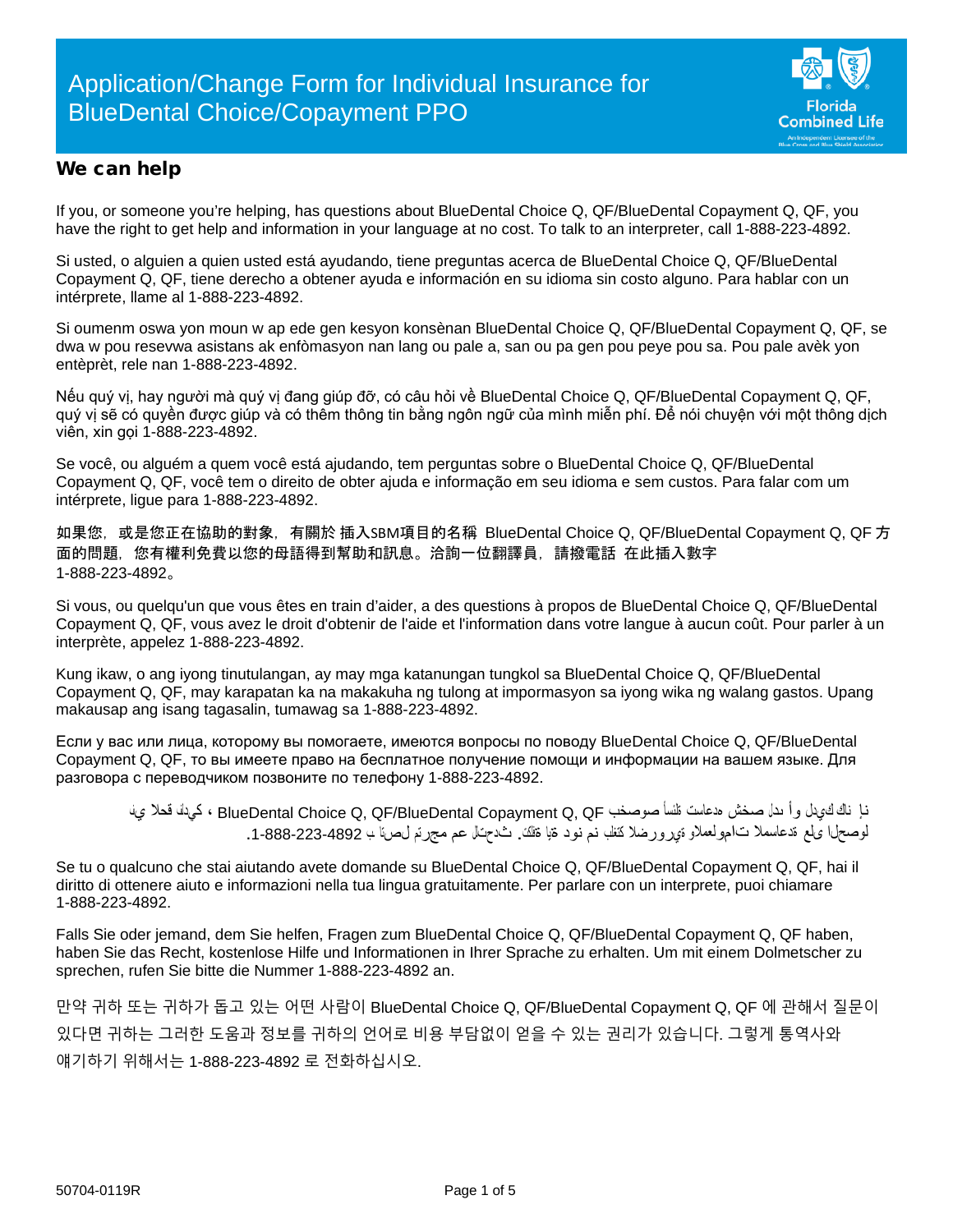# Application/Change Form for Individual Insurance for BlueDental Choice/Copayment PPO

Florida Combined Life

An Independent Licensee of the Blue Cross and Blue Shield Association

## We can help

If you, or someone you're helping, has questions about BlueDental Choice Q, QF/BlueDental Copayment Q, QF, you have the right to get help and information in your language at no cost. To talk to an interpreter, call 1-888-223-4892.

Si usted, o alguien a quien usted está ayudando, tiene preguntas acerca de BlueDental Choice Q, QF/BlueDental Copayment Q, QF, tiene derecho a obtener ayuda e información en su idioma sin costo alguno. Para hablar con un intérprete, llame al 1-888-223-4892.

Si oumenm oswa yon moun w ap ede gen kesyon konsènan BlueDental Choice Q, QF/BlueDental Copayment Q, QF, se dwa w pou resevwa asistans ak enfòmasyon nan lang ou pale a, san ou pa gen pou peye pou sa. Pou pale avèk yon entèprèt, rele nan 1-888-223-4892.

Nếu quý vị, hay người mà quý vị đang giúp đỡ, có câu hỏi về BlueDental Choice Q, QF/BlueDental Copayment Q, QF, quý vị sẽ có quyền được giúp và có thêm thông tin bằng ngôn ngữ của mình miễn phí. Để nói chuyện với một thông dịch viên, xin gọi 1-888-223-4892.

Se você, ou alguém a quem você está ajudando, tem perguntas sobre o BlueDental Choice Q, QF/BlueDental Copayment Q, QF, você tem o direito de obter ajuda e informação em seu idioma e sem custos. Para falar com um intérprete, ligue para 1-888-223-4892.

如果您，或是您正在協助的對象，有關於 插入SBM項目的名稱 BlueDental Choice Q, QF/BlueDental Copayment Q, QF 方面的問題，您有權利免費以您的母語得到幫助和訊息。洽詢一位翻譯員，請撥電話 在此插入數字 1-888-223-4892。

Si vous, ou quelqu'un que vous êtes en train d'aider, a des questions à propos de BlueDental Choice Q, QF/BlueDental Copayment Q, QF, vous avez le droit d'obtenir de l'aide et l'information dans votre langue à aucun coût. Pour parler à un interprète, appelez 1-888-223-4892.

Kung ikaw, o ang iyong tinutulangan, ay may mga katanungan tungkol sa BlueDental Choice Q, QF/BlueDental Copayment Q, QF, may karapatan ka na makakuha ng tulong at impormasyon sa iyong wika ng walang gastos. Upang makausap ang isang tagasalin, tumawag sa 1-888-223-4892.

Если у вас или лица, которому вы помогаете, имеются вопросы по поводу BlueDental Choice Q, QF/BlueDental Copayment Q, QF, то вы имеете право на бесплатное получение помощи и информации на вашем языке. Для разговора с переводчиком позвоните по телефону 1-888-223-4892.

إن كان لديك أو لدى شخص تساعده أسئلة بخصوص BlueDental Choice Q, QF/BlueDental Copayment Q, QF، لديك الحق في الحصول على المساعدة والمعلومات الضرورية بلغتك من دون اية تكلفة. للتحدث مع مترجم اتصل ب 1-888-223-4892.

Se tu o qualcuno che stai aiutando avete domande su BlueDental Choice Q, QF/BlueDental Copayment Q, QF, hai il diritto di ottenere aiuto e informazioni nella tua lingua gratuitamente. Per parlare con un interprete, puoi chiamare 1-888-223-4892.

Falls Sie oder jemand, dem Sie helfen, Fragen zum BlueDental Choice Q, QF/BlueDental Copayment Q, QF haben, haben Sie das Recht, kostenlose Hilfe und Informationen in Ihrer Sprache zu erhalten. Um mit einem Dolmetscher zu sprechen, rufen Sie bitte die Nummer 1-888-223-4892 an.

만약 귀하 또는 귀하가 돕고 있는 어떤 사람이 BlueDental Choice Q, QF/BlueDental Copayment Q, QF 에 관해서 질문이 있다면 귀하는 그러한 도움과 정보를 귀하의 언어로 비용 부담없이 얻을 수 있는 권리가 있습니다. 그렇게 통역사와 얘기하기 위해서는 1-888-223-4892 로 전화하십시오.

50704-0119R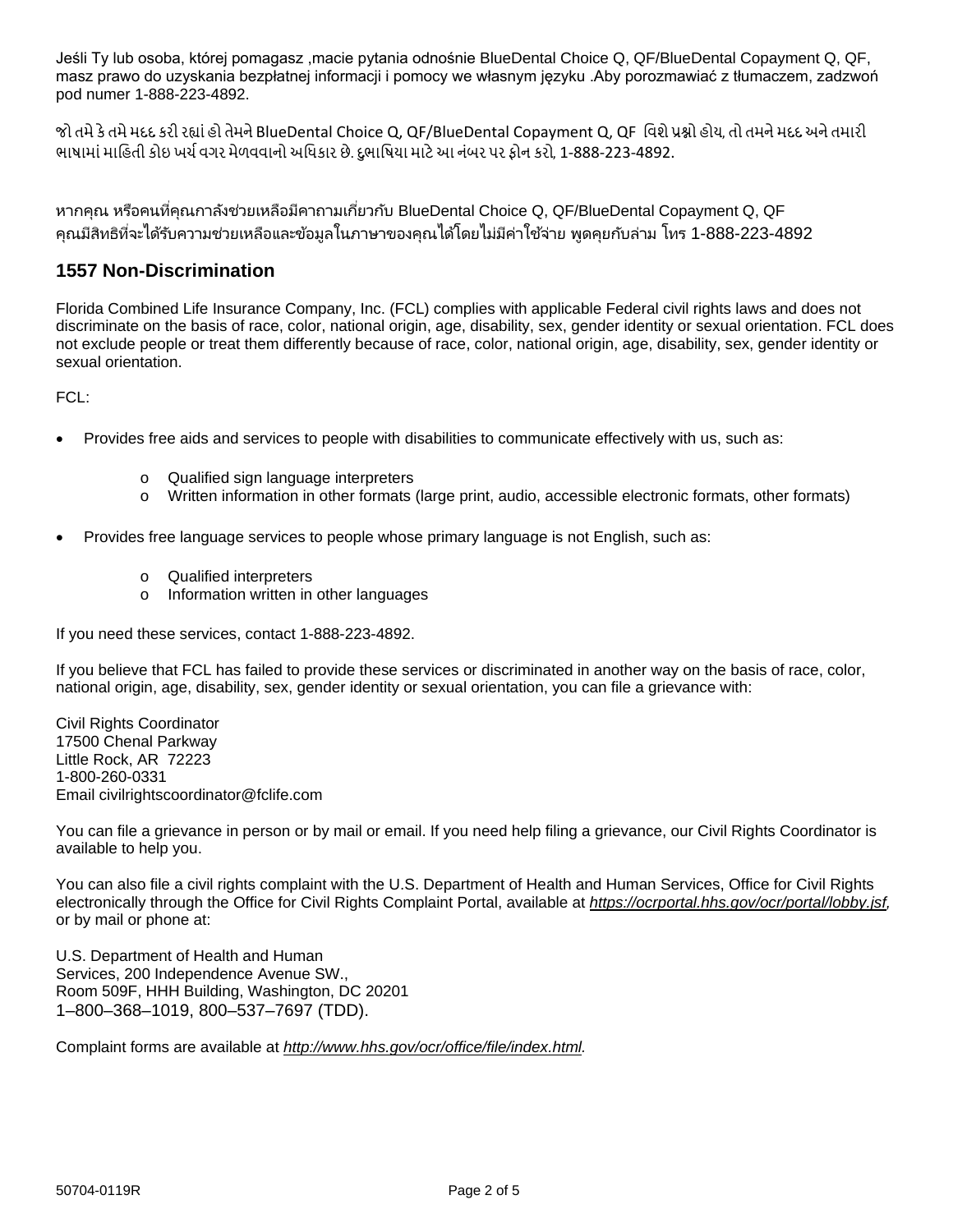Jeśli Ty lub osoba, której pomagasz ,macie pytania odnośnie BlueDental Choice Q, QF/BlueDental Copayment Q, QF, masz prawo do uzyskania bezpłatnej informacji i pomocy we własnym języku .Aby porozmawiać z tłumaczem, zadzwoń pod numer 1-888-223-4892.

જો તમે કે તમે મદદ કરી રહ્યાં હો તેમને BlueDental Choice Q, QF/BlueDental Copayment Q, QF વિશે પ્રશ્નો હોય, તો તમને મદદ અને તમારી ભાષામાં માહિતી કોઇ ખર્ચ વગર મેળવવાનો અધિકાર છે. દુભાષિયા માટે આ નંબર પર ફોન કરો, 1-888-223-4892.

หากคุณ หรือคนที่คุณกาลังช่วยเหลือมีคาถามเกี่ยวกับ BlueDental Choice Q, QF/BlueDental Copayment Q, QF คุณมีสิทธิที่จะได้รับความช่วยเหลือและข้อมูลในภาษาของคุณได้โดยไม่มีค่าใช้จ่าย พูดคุยกับล่าม โทร 1-888-223-4892

## 1557 Non-Discrimination

Florida Combined Life Insurance Company, Inc. (FCL) complies with applicable Federal civil rights laws and does not discriminate on the basis of race, color, national origin, age, disability, sex, gender identity or sexual orientation. FCL does not exclude people or treat them differently because of race, color, national origin, age, disability, sex, gender identity or sexual orientation.

FCL:

- Provides free aids and services to people with disabilities to communicate effectively with us, such as:
  - Qualified sign language interpreters
  - Written information in other formats (large print, audio, accessible electronic formats, other formats)
- Provides free language services to people whose primary language is not English, such as:
  - Qualified interpreters
  - Information written in other languages

If you need these services, contact 1-888-223-4892.

If you believe that FCL has failed to provide these services or discriminated in another way on the basis of race, color, national origin, age, disability, sex, gender identity or sexual orientation, you can file a grievance with:

Civil Rights Coordinator
17500 Chenal Parkway
Little Rock, AR 72223
1-800-260-0331
Email civilrightscoordinator@fclife.com

You can file a grievance in person or by mail or email. If you need help filing a grievance, our Civil Rights Coordinator is available to help you.

You can also file a civil rights complaint with the U.S. Department of Health and Human Services, Office for Civil Rights electronically through the Office for Civil Rights Complaint Portal, available at *https://ocrportal.hhs.gov/ocr/portal/lobby.jsf,* or by mail or phone at:

U.S. Department of Health and Human
Services, 200 Independence Avenue SW.,
Room 509F, HHH Building, Washington, DC 20201
1–800–368–1019, 800–537–7697 (TDD).

Complaint forms are available at *http://www.hhs.gov/ocr/office/file/index.html.*

50704-0119R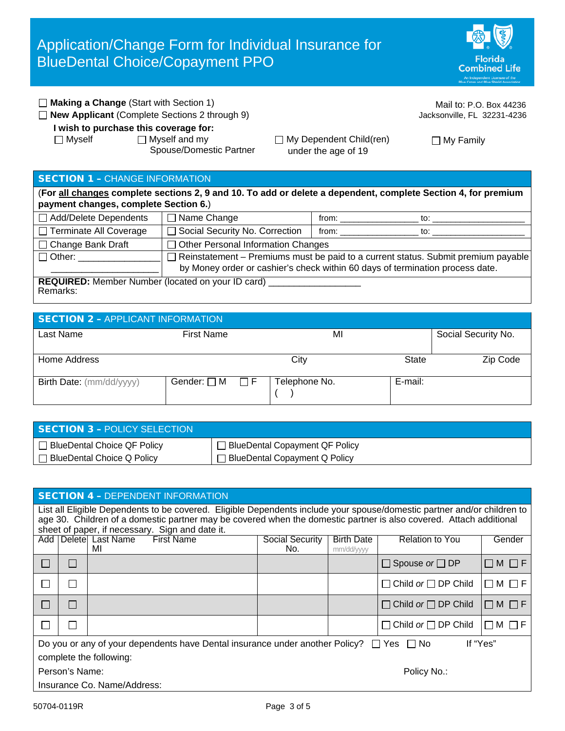# Application/Change Form for Individual Insurance for BlueDental Choice/Copayment PPO

Florida Combined Life

☐ **Making a Change** (Start with Section 1)
☐ **New Applicant** (Complete Sections 2 through 9)

Mail to: P.O. Box 44236
Jacksonville, FL 32231-4236

**I wish to purchase this coverage for:**

☐ Myself ☐ Myself and my Spouse/Domestic Partner ☐ My Dependent Child(ren) under the age of 19 ☐ My Family

## SECTION 1 – CHANGE INFORMATION

(**For all changes complete sections 2, 9 and 10. To add or delete a dependent, complete Section 4, for premium payment changes, complete Section 6.**)

| | | |
|---|---|---|
| ☐ Add/Delete Dependents | ☐ Name Change | from: _______________ to: __________________ |
| ☐ Terminate All Coverage | ☐ Social Security No. Correction | from: _______________ to: __________________ |
| ☐ Change Bank Draft | ☐ Other Personal Information Changes | |
| ☐ Other: ________________ ____________________ | ☐ Reinstatement – Premiums must be paid to a current status. Submit premium payable by Money order or cashier's check within 60 days of termination process date. | |

**REQUIRED:** Member Number (located on your ID card) __________________
Remarks:

## SECTION 2 – APPLICANT INFORMATION

| Last Name | First Name | MI | Social Security No. |
|---|---|---|---|
| Home Address | City | State | Zip Code |
| Birth Date: (mm/dd/yyyy) | Gender: ☐ M ☐ F | Telephone No. ( ) | E-mail: |

## SECTION 3 – POLICY SELECTION

| | |
|---|---|
| ☐ BlueDental Choice QF Policy | ☐ BlueDental Copayment QF Policy |
| ☐ BlueDental Choice Q Policy | ☐ BlueDental Copayment Q Policy |

## SECTION 4 – DEPENDENT INFORMATION

List all Eligible Dependents to be covered. Eligible Dependents include your spouse/domestic partner and/or children to age 30. Children of a domestic partner may be covered when the domestic partner is also covered. Attach additional sheet of paper, if necessary. Sign and date it.

| Add | Delete | Last Name First Name MI | Social Security No. | Birth Date mm/dd/yyyy | Relation to You | Gender |
|---|---|---|---|---|---|---|
| ☐ | ☐ | | | | ☐ Spouse *or* ☐ DP | ☐ M ☐ F |
| ☐ | ☐ | | | | ☐ Child *or* ☐ DP Child | ☐ M ☐ F |
| ☐ | ☐ | | | | ☐ Child *or* ☐ DP Child | ☐ M ☐ F |
| ☐ | ☐ | | | | ☐ Child *or* ☐ DP Child | ☐ M ☐ F |

Do you or any of your dependents have Dental insurance under another Policy? ☐ Yes ☐ No If "Yes" complete the following:

Person's Name: Policy No.:

Insurance Co. Name/Address:

50704-0119R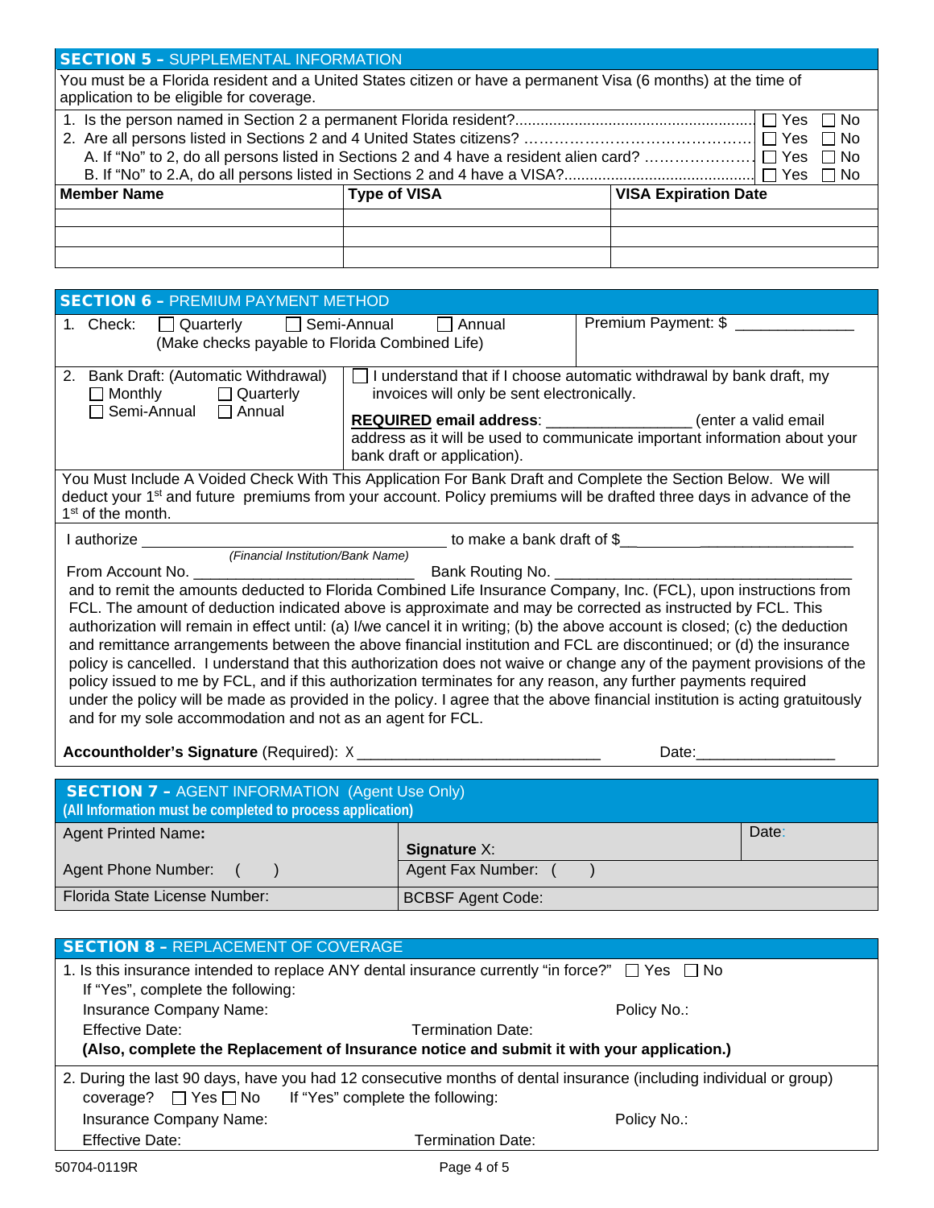## SECTION 5 – SUPPLEMENTAL INFORMATION

You must be a Florida resident and a United States citizen or have a permanent Visa (6 months) at the time of application to be eligible for coverage.

1. Is the person named in Section 2 a permanent Florida resident?....... ☐ Yes ☐ No
2. Are all persons listed in Sections 2 and 4 United States citizens? ....... ☐ Yes ☐ No
   A. If "No" to 2, do all persons listed in Sections 2 and 4 have a resident alien card? ....... ☐ Yes ☐ No
   B. If "No" to 2.A, do all persons listed in Sections 2 and 4 have a VISA?....... ☐ Yes ☐ No

| Member Name | Type of VISA | VISA Expiration Date |
|---|---|---|
| | | |
| | | |
| | | |

## SECTION 6 – PREMIUM PAYMENT METHOD

1. Check: ☐ Quarterly ☐ Semi-Annual ☐ Annual
   (Make checks payable to Florida Combined Life)

   Premium Payment: $ ______________

2. Bank Draft: (Automatic Withdrawal)
   ☐ Monthly ☐ Quarterly
   ☐ Semi-Annual ☐ Annual

   ☐ I understand that if I choose automatic withdrawal by bank draft, my invoices will only be sent electronically.

   **REQUIRED email address**: ________________ (enter a valid email address as it will be used to communicate important information about your bank draft or application).

You Must Include A Voided Check With This Application For Bank Draft and Complete the Section Below. We will deduct your 1st and future premiums from your account. Policy premiums will be drafted three days in advance of the 1st of the month.

I authorize ____________________________________ to make a bank draft of $___________________________
*(Financial Institution/Bank Name)*

From Account No. __________________________ Bank Routing No. ______________________________________

and to remit the amounts deducted to Florida Combined Life Insurance Company, Inc. (FCL), upon instructions from FCL. The amount of deduction indicated above is approximate and may be corrected as instructed by FCL. This authorization will remain in effect until: (a) I/we cancel it in writing; (b) the above account is closed; (c) the deduction and remittance arrangements between the above financial institution and FCL are discontinued; or (d) the insurance policy is cancelled. I understand that this authorization does not waive or change any of the payment provisions of the policy issued to me by FCL, and if this authorization terminates for any reason, any further payments required under the policy will be made as provided in the policy. I agree that the above financial institution is acting gratuitously and for my sole accommodation and not as an agent for FCL.

**Accountholder's Signature** (Required): X ____________________________ Date:________________

## SECTION 7 – AGENT INFORMATION (Agent Use Only)

**(All Information must be completed to process application)**

| Agent Printed Name: | Signature X: | Date: |
|---|---|---|
| Agent Phone Number: ( ) | Agent Fax Number: ( ) | |
| Florida State License Number: | BCBSF Agent Code: | |

## SECTION 8 – REPLACEMENT OF COVERAGE

1. Is this insurance intended to replace ANY dental insurance currently "in force?" ☐ Yes ☐ No
   If "Yes", complete the following:
   Insurance Company Name: Policy No.:
   Effective Date: Termination Date:
   **(Also, complete the Replacement of Insurance notice and submit it with your application.)**

2. During the last 90 days, have you had 12 consecutive months of dental insurance (including individual or group) coverage? ☐ Yes ☐ No If "Yes" complete the following:
   Insurance Company Name: Policy No.:
   Effective Date: Termination Date:

50704-0119R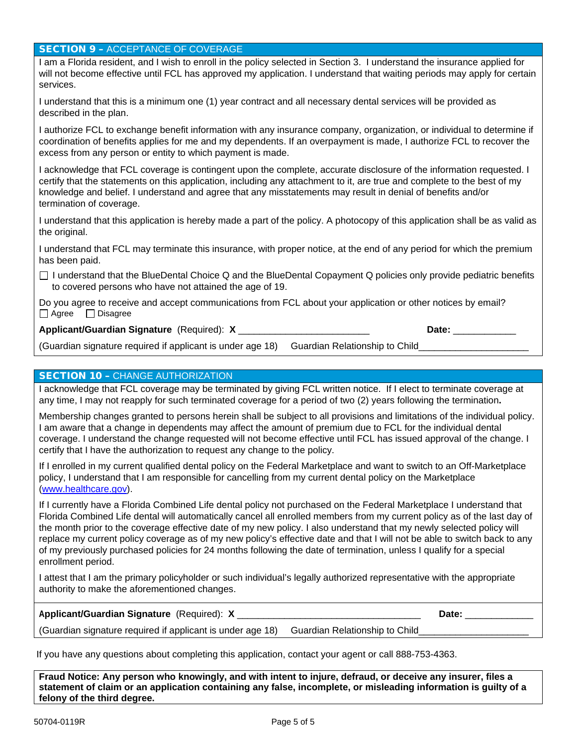## SECTION 9 – ACCEPTANCE OF COVERAGE

I am a Florida resident, and I wish to enroll in the policy selected in Section 3. I understand the insurance applied for will not become effective until FCL has approved my application. I understand that waiting periods may apply for certain services.

I understand that this is a minimum one (1) year contract and all necessary dental services will be provided as described in the plan.

I authorize FCL to exchange benefit information with any insurance company, organization, or individual to determine if coordination of benefits applies for me and my dependents. If an overpayment is made, I authorize FCL to recover the excess from any person or entity to which payment is made.

I acknowledge that FCL coverage is contingent upon the complete, accurate disclosure of the information requested. I certify that the statements on this application, including any attachment to it, are true and complete to the best of my knowledge and belief. I understand and agree that any misstatements may result in denial of benefits and/or termination of coverage.

I understand that this application is hereby made a part of the policy. A photocopy of this application shall be as valid as the original.

I understand that FCL may terminate this insurance, with proper notice, at the end of any period for which the premium has been paid.

☐ I understand that the BlueDental Choice Q and the BlueDental Copayment Q policies only provide pediatric benefits to covered persons who have not attained the age of 19.

Do you agree to receive and accept communications from FCL about your application or other notices by email?
☐ Agree ☐ Disagree

**Applicant/Guardian Signature** (Required): **X** _________________________ **Date:** ____________

(Guardian signature required if applicant is under age 18) Guardian Relationship to Child_____________________

## SECTION 10 – CHANGE AUTHORIZATION

I acknowledge that FCL coverage may be terminated by giving FCL written notice. If I elect to terminate coverage at any time, I may not reapply for such terminated coverage for a period of two (2) years following the termination**.**

Membership changes granted to persons herein shall be subject to all provisions and limitations of the individual policy. I am aware that a change in dependents may affect the amount of premium due to FCL for the individual dental coverage. I understand the change requested will not become effective until FCL has issued approval of the change. I certify that I have the authorization to request any change to the policy.

If I enrolled in my current qualified dental policy on the Federal Marketplace and want to switch to an Off-Marketplace policy, I understand that I am responsible for cancelling from my current dental policy on the Marketplace (www.healthcare.gov).

If I currently have a Florida Combined Life dental policy not purchased on the Federal Marketplace I understand that Florida Combined Life dental will automatically cancel all enrolled members from my current policy as of the last day of the month prior to the coverage effective date of my new policy. I also understand that my newly selected policy will replace my current policy coverage as of my new policy's effective date and that I will not be able to switch back to any of my previously purchased policies for 24 months following the date of termination, unless I qualify for a special enrollment period.

I attest that I am the primary policyholder or such individual's legally authorized representative with the appropriate authority to make the aforementioned changes.

**Applicant/Guardian Signature** (Required): **X** ___________________________________ **Date:** _____________

(Guardian signature required if applicant is under age 18) Guardian Relationship to Child_____________________

If you have any questions about completing this application, contact your agent or call 888-753-4363.

**Fraud Notice: Any person who knowingly, and with intent to injure, defraud, or deceive any insurer, files a statement of claim or an application containing any false, incomplete, or misleading information is guilty of a felony of the third degree.**

50704-0119R